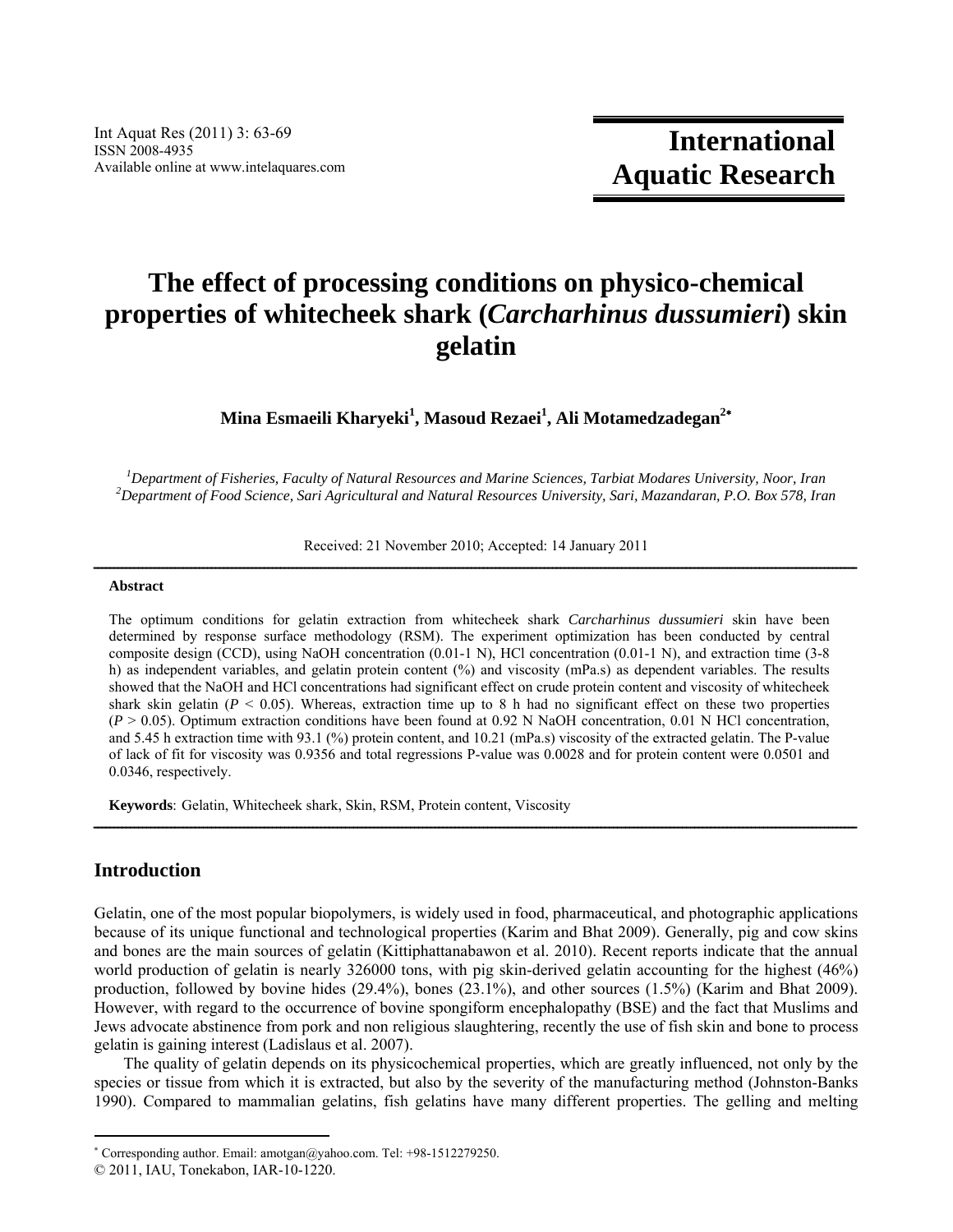Int Aquat Res (2011) 3: 63-69
ISSN 2008-4935
Available online at www.intelaquares.com

**International Aquatic Research**

# The effect of processing conditions on physico-chemical properties of whitecheek shark (*Carcharhinus dussumieri*) skin gelatin

**Mina Esmaeili Kharyeki[1], Masoud Rezaei[1], Ali Motamedzadegan[2*]**

*[1]Department of Fisheries, Faculty of Natural Resources and Marine Sciences, Tarbiat Modares University, Noor, Iran*
*[2]Department of Food Science, Sari Agricultural and Natural Resources University, Sari, Mazandaran, P.O. Box 578, Iran*

Received: 21 November 2010; Accepted: 14 January 2011

---

**Abstract**

The optimum conditions for gelatin extraction from whitecheek shark *Carcharhinus dussumieri* skin have been determined by response surface methodology (RSM). The experiment optimization has been conducted by central composite design (CCD), using NaOH concentration (0.01-1 N), HCl concentration (0.01-1 N), and extraction time (3-8 h) as independent variables, and gelatin protein content (%) and viscosity (mPa.s) as dependent variables. The results showed that the NaOH and HCl concentrations had significant effect on crude protein content and viscosity of whitecheek shark skin gelatin ($P < 0.05$). Whereas, extraction time up to 8 h had no significant effect on these two properties ($P > 0.05$). Optimum extraction conditions have been found at 0.92 N NaOH concentration, 0.01 N HCl concentration, and 5.45 h extraction time with 93.1 (%) protein content, and 10.21 (mPa.s) viscosity of the extracted gelatin. The P-value of lack of fit for viscosity was 0.9356 and total regressions P-value was 0.0028 and for protein content were 0.0501 and 0.0346, respectively.

**Keywords**: Gelatin, Whitecheek shark, Skin, RSM, Protein content, Viscosity

---

## Introduction

Gelatin, one of the most popular biopolymers, is widely used in food, pharmaceutical, and photographic applications because of its unique functional and technological properties (Karim and Bhat 2009). Generally, pig and cow skins and bones are the main sources of gelatin (Kittiphattanabawon et al. 2010). Recent reports indicate that the annual world production of gelatin is nearly 326000 tons, with pig skin-derived gelatin accounting for the highest (46%) production, followed by bovine hides (29.4%), bones (23.1%), and other sources (1.5%) (Karim and Bhat 2009). However, with regard to the occurrence of bovine spongiform encephalopathy (BSE) and the fact that Muslims and Jews advocate abstinence from pork and non religious slaughtering, recently the use of fish skin and bone to process gelatin is gaining interest (Ladislaus et al. 2007).

The quality of gelatin depends on its physicochemical properties, which are greatly influenced, not only by the species or tissue from which it is extracted, but also by the severity of the manufacturing method (Johnston-Banks 1990). Compared to mammalian gelatins, fish gelatins have many different properties. The gelling and melting

---

[*] Corresponding author. Email: amotgan@yahoo.com. Tel: +98-1512279250.
© 2011, IAU, Tonekabon, IAR-10-1220.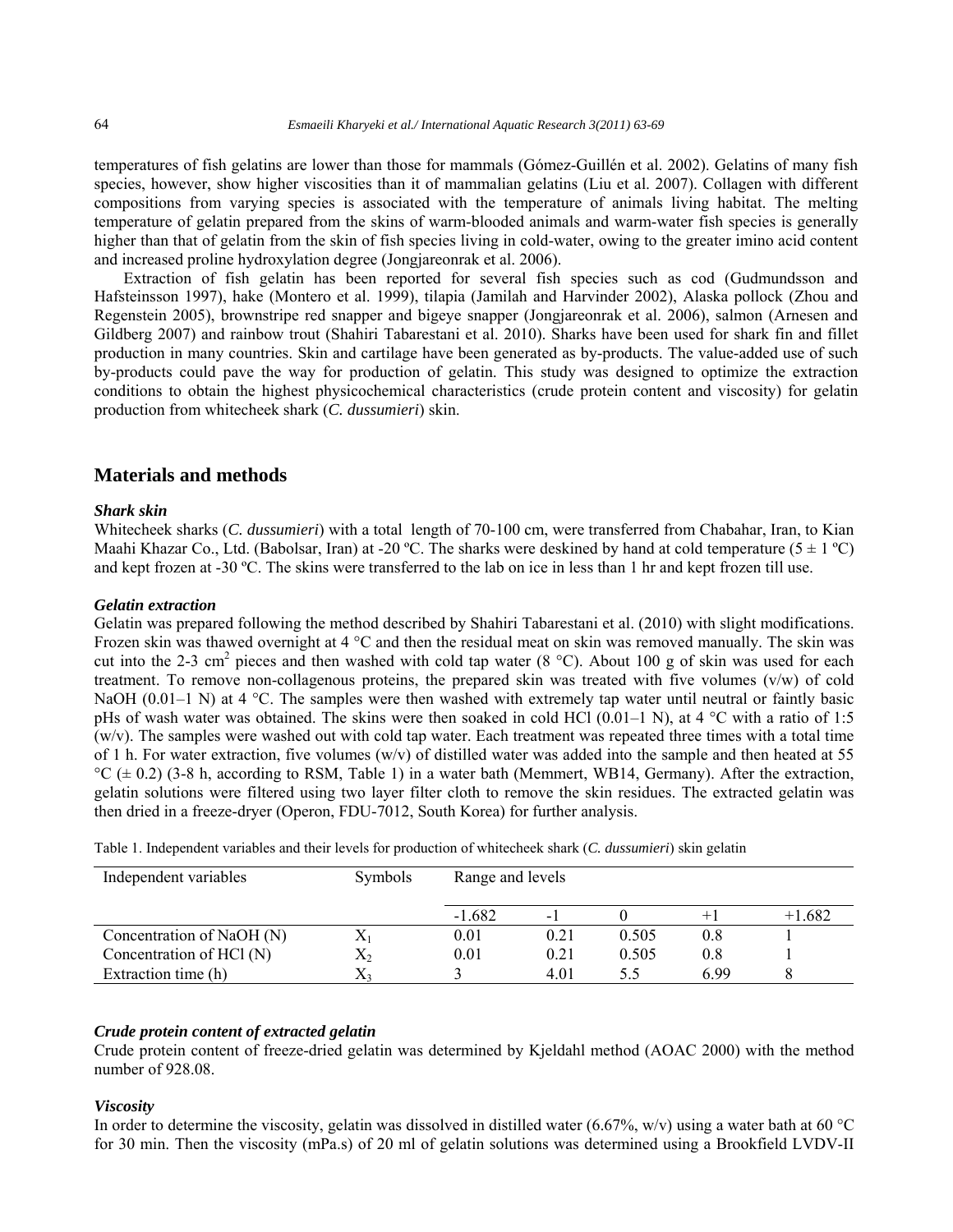temperatures of fish gelatins are lower than those for mammals (Gómez-Guillén et al. 2002). Gelatins of many fish species, however, show higher viscosities than it of mammalian gelatins (Liu et al. 2007). Collagen with different compositions from varying species is associated with the temperature of animals living habitat. The melting temperature of gelatin prepared from the skins of warm-blooded animals and warm-water fish species is generally higher than that of gelatin from the skin of fish species living in cold-water, owing to the greater imino acid content and increased proline hydroxylation degree (Jongjareonrak et al. 2006).

Extraction of fish gelatin has been reported for several fish species such as cod (Gudmundsson and Hafsteinsson 1997), hake (Montero et al. 1999), tilapia (Jamilah and Harvinder 2002), Alaska pollock (Zhou and Regenstein 2005), brownstripe red snapper and bigeye snapper (Jongjareonrak et al. 2006), salmon (Arnesen and Gildberg 2007) and rainbow trout (Shahiri Tabarestani et al. 2010). Sharks have been used for shark fin and fillet production in many countries. Skin and cartilage have been generated as by-products. The value-added use of such by-products could pave the way for production of gelatin. This study was designed to optimize the extraction conditions to obtain the highest physicochemical characteristics (crude protein content and viscosity) for gelatin production from whitecheek shark (*C. dussumieri*) skin.

## Materials and methods

### *Shark skin*

Whitecheek sharks (*C. dussumieri*) with a total length of 70-100 cm, were transferred from Chabahar, Iran, to Kian Maahi Khazar Co., Ltd. (Babolsar, Iran) at -20 ºC. The sharks were deskined by hand at cold temperature (5 ± 1 ºC) and kept frozen at -30 ºC. The skins were transferred to the lab on ice in less than 1 hr and kept frozen till use.

### *Gelatin extraction*

Gelatin was prepared following the method described by Shahiri Tabarestani et al. (2010) with slight modifications. Frozen skin was thawed overnight at 4 °C and then the residual meat on skin was removed manually. The skin was cut into the 2-3 $cm^2$ pieces and then washed with cold tap water (8 °C). About 100 g of skin was used for each treatment. To remove non-collagenous proteins, the prepared skin was treated with five volumes (v/w) of cold NaOH (0.01–1 N) at 4 °C. The samples were then washed with extremely tap water until neutral or faintly basic pHs of wash water was obtained. The skins were then soaked in cold HCl (0.01–1 N), at 4 °C with a ratio of 1:5 (w/v). The samples were washed out with cold tap water. Each treatment was repeated three times with a total time of 1 h. For water extraction, five volumes (w/v) of distilled water was added into the sample and then heated at 55 °C (± 0.2) (3-8 h, according to RSM, Table 1) in a water bath (Memmert, WB14, Germany). After the extraction, gelatin solutions were filtered using two layer filter cloth to remove the skin residues. The extracted gelatin was then dried in a freeze-dryer (Operon, FDU-7012, South Korea) for further analysis.

Table 1. Independent variables and their levels for production of whitecheek shark (*C. dussumieri*) skin gelatin

| Independent variables | Symbols | Range and levels | | | | |
|---|---|---|---|---|---|---|
| | | -1.682 | -1 | 0 | +1 | +1.682 |
| Concentration of NaOH (N) | $X_1$ | 0.01 | 0.21 | 0.505 | 0.8 | 1 |
| Concentration of HCl (N) | $X_2$ | 0.01 | 0.21 | 0.505 | 0.8 | 1 |
| Extraction time (h) | $X_3$ | 3 | 4.01 | 5.5 | 6.99 | 8 |

### *Crude protein content of extracted gelatin*

Crude protein content of freeze-dried gelatin was determined by Kjeldahl method (AOAC 2000) with the method number of 928.08.

### *Viscosity*

In order to determine the viscosity, gelatin was dissolved in distilled water (6.67%, w/v) using a water bath at 60 °C for 30 min. Then the viscosity (mPa.s) of 20 ml of gelatin solutions was determined using a Brookfield LVDV-II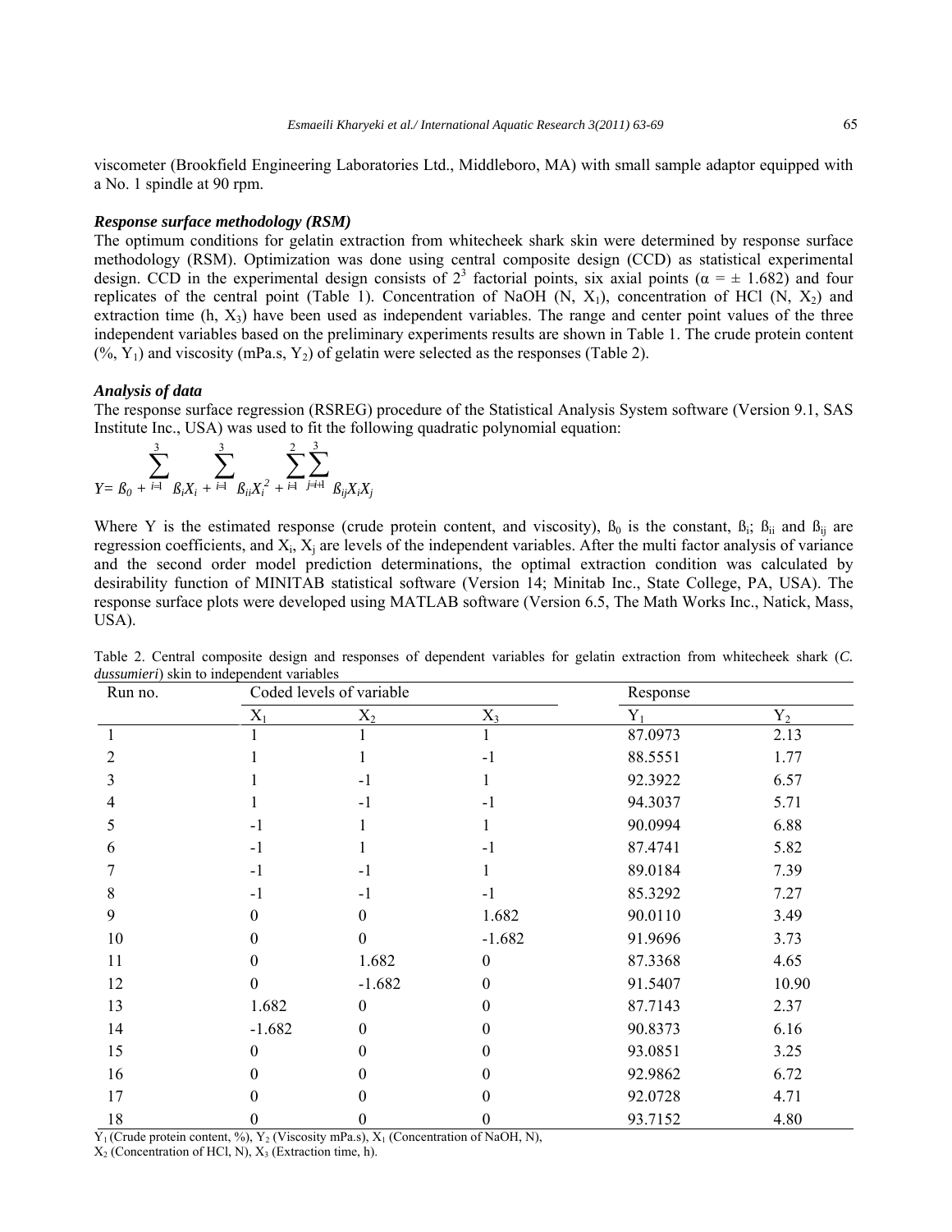viscometer (Brookfield Engineering Laboratories Ltd., Middleboro, MA) with small sample adaptor equipped with a No. 1 spindle at 90 rpm.

### *Response surface methodology (RSM)*

The optimum conditions for gelatin extraction from whitecheek shark skin were determined by response surface methodology (RSM). Optimization was done using central composite design (CCD) as statistical experimental design. CCD in the experimental design consists of $2^3$ factorial points, six axial points ($\alpha = \pm 1.682$) and four replicates of the central point (Table 1). Concentration of NaOH (N, $X_1$), concentration of HCl (N, $X_2$) and extraction time (h, $X_3$) have been used as independent variables. The range and center point values of the three independent variables based on the preliminary experiments results are shown in Table 1. The crude protein content (%, $Y_1$) and viscosity (mPa.s, $Y_2$) of gelatin were selected as the responses (Table 2).

### *Analysis of data*

The response surface regression (RSREG) procedure of the Statistical Analysis System software (Version 9.1, SAS Institute Inc., USA) was used to fit the following quadratic polynomial equation:

$$Y = \beta_0 + \sum_{i=1}^{3} \beta_i X_i + \sum_{i=1}^{3} \beta_{ii} X_i^2 + \sum_{i=1}^{2} \sum_{j=i+1}^{3} \beta_{ij} X_i X_j$$

Where Y is the estimated response (crude protein content, and viscosity), $\beta_0$ is the constant, $\beta_i$; $\beta_{ii}$ and $\beta_{ij}$ are regression coefficients, and $X_i$, $X_j$ are levels of the independent variables. After the multi factor analysis of variance and the second order model prediction determinations, the optimal extraction condition was calculated by desirability function of MINITAB statistical software (Version 14; Minitab Inc., State College, PA, USA). The response surface plots were developed using MATLAB software (Version 6.5, The Math Works Inc., Natick, Mass, USA).

Table 2. Central composite design and responses of dependent variables for gelatin extraction from whitecheek shark (*C. dussumieri*) skin to independent variables

| Run no. | Coded levels of variable | | | Response | |
|---|---|---|---|---|---|
| | $X_1$ | $X_2$ | $X_3$ | $Y_1$ | $Y_2$ |
| 1 | 1 | 1 | 1 | 87.0973 | 2.13 |
| 2 | 1 | 1 | -1 | 88.5551 | 1.77 |
| 3 | 1 | -1 | 1 | 92.3922 | 6.57 |
| 4 | 1 | -1 | -1 | 94.3037 | 5.71 |
| 5 | -1 | 1 | 1 | 90.0994 | 6.88 |
| 6 | -1 | 1 | -1 | 87.4741 | 5.82 |
| 7 | -1 | -1 | 1 | 89.0184 | 7.39 |
| 8 | -1 | -1 | -1 | 85.3292 | 7.27 |
| 9 | 0 | 0 | 1.682 | 90.0110 | 3.49 |
| 10 | 0 | 0 | -1.682 | 91.9696 | 3.73 |
| 11 | 0 | 1.682 | 0 | 87.3368 | 4.65 |
| 12 | 0 | -1.682 | 0 | 91.5407 | 10.90 |
| 13 | 1.682 | 0 | 0 | 87.7143 | 2.37 |
| 14 | -1.682 | 0 | 0 | 90.8373 | 6.16 |
| 15 | 0 | 0 | 0 | 93.0851 | 3.25 |
| 16 | 0 | 0 | 0 | 92.9862 | 6.72 |
| 17 | 0 | 0 | 0 | 92.0728 | 4.71 |
| 18 | 0 | 0 | 0 | 93.7152 | 4.80 |

$Y_1$ (Crude protein content, %), $Y_2$ (Viscosity mPa.s), $X_1$ (Concentration of NaOH, N),
$X_2$ (Concentration of HCl, N), $X_3$ (Extraction time, h).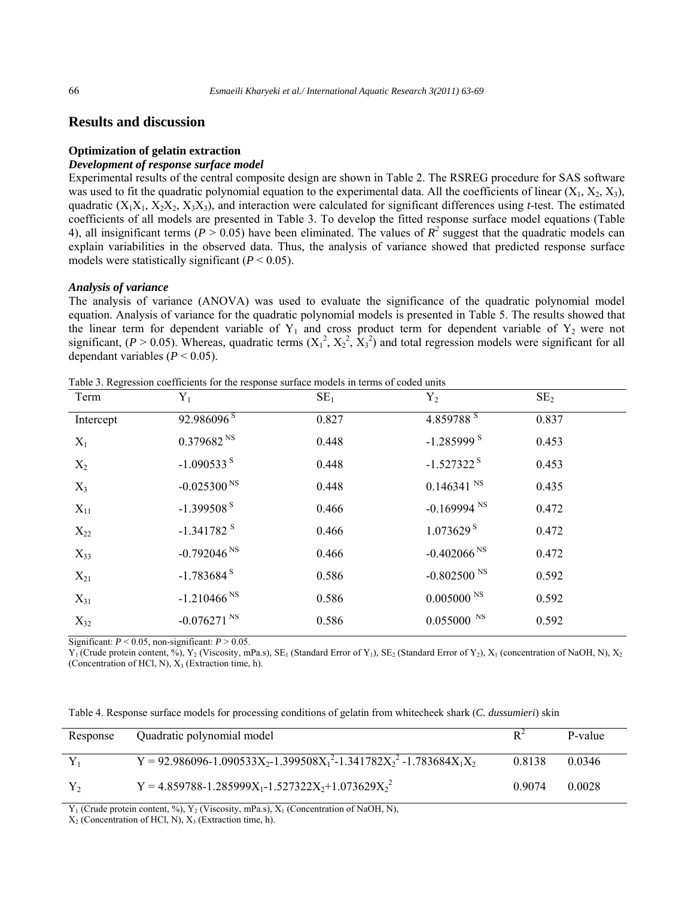## Results and discussion

### Optimization of gelatin extraction

#### *Development of response surface model*

Experimental results of the central composite design are shown in Table 2. The RSREG procedure for SAS software was used to fit the quadratic polynomial equation to the experimental data. All the coefficients of linear ($X_1$, $X_2$, $X_3$), quadratic ($X_1X_1$, $X_2X_2$, $X_3X_3$), and interaction were calculated for significant differences using *t*-test. The estimated coefficients of all models are presented in Table 3. To develop the fitted response surface model equations (Table 4), all insignificant terms ($P > 0.05$) have been eliminated. The values of $R^2$ suggest that the quadratic models can explain variabilities in the observed data. Thus, the analysis of variance showed that predicted response surface models were statistically significant ($P < 0.05$).

#### *Analysis of variance*

The analysis of variance (ANOVA) was used to evaluate the significance of the quadratic polynomial model equation. Analysis of variance for the quadratic polynomial models is presented in Table 5. The results showed that the linear term for dependent variable of $Y_1$ and cross product term for dependent variable of $Y_2$ were not significant, ($P > 0.05$). Whereas, quadratic terms ($X_1^2$, $X_2^2$, $X_3^2$) and total regression models were significant for all dependant variables ($P < 0.05$).

Table 3. Regression coefficients for the response surface models in terms of coded units

| Term | $Y_1$ | $SE_1$ | $Y_2$ | $SE_2$ |
|---|---|---|---|---|
| Intercept | 92.986096 S | 0.827 | 4.859788 S | 0.837 |
| $X_1$ | 0.379682 NS | 0.448 | -1.285999 S | 0.453 |
| $X_2$ | -1.090533 S | 0.448 | -1.527322 S | 0.453 |
| $X_3$ | -0.025300 NS | 0.448 | 0.146341 NS | 0.435 |
| $X_{11}$ | -1.399508 S | 0.466 | -0.169994 NS | 0.472 |
| $X_{22}$ | -1.341782 S | 0.466 | 1.073629 S | 0.472 |
| $X_{33}$ | -0.792046 NS | 0.466 | -0.402066 NS | 0.472 |
| $X_{21}$ | -1.783684 S | 0.586 | -0.802500 NS | 0.592 |
| $X_{31}$ | -1.210466 NS | 0.586 | 0.005000 NS | 0.592 |
| $X_{32}$ | -0.076271 NS | 0.586 | 0.055000 NS | 0.592 |

Significant: $P < 0.05$, non-significant: $P > 0.05$.
$Y_1$ (Crude protein content, %), $Y_2$ (Viscosity, mPa.s), $SE_1$ (Standard Error of $Y_1$), $SE_2$ (Standard Error of $Y_2$), $X_1$ (concentration of NaOH, N), $X_2$ (Concentration of HCl, N), $X_3$ (Extraction time, h).

Table 4. Response surface models for processing conditions of gelatin from whitecheek shark (*C. dussumieri*) skin

| Response | Quadratic polynomial model | $R^2$ | P-value |
|---|---|---|---|
| $Y_1$ | $Y = 92.986096-1.090533X_2-1.399508X_1^2-1.341782X_2^2-1.783684X_1X_2$ | 0.8138 | 0.0346 |
| $Y_2$ | $Y = 4.859788-1.285999X_1-1.527322X_2+1.073629X_2^2$ | 0.9074 | 0.0028 |

$Y_1$ (Crude protein content, %), $Y_2$ (Viscosity, mPa.s), $X_1$ (Concentration of NaOH, N), $X_2$ (Concentration of HCl, N), $X_3$ (Extraction time, h).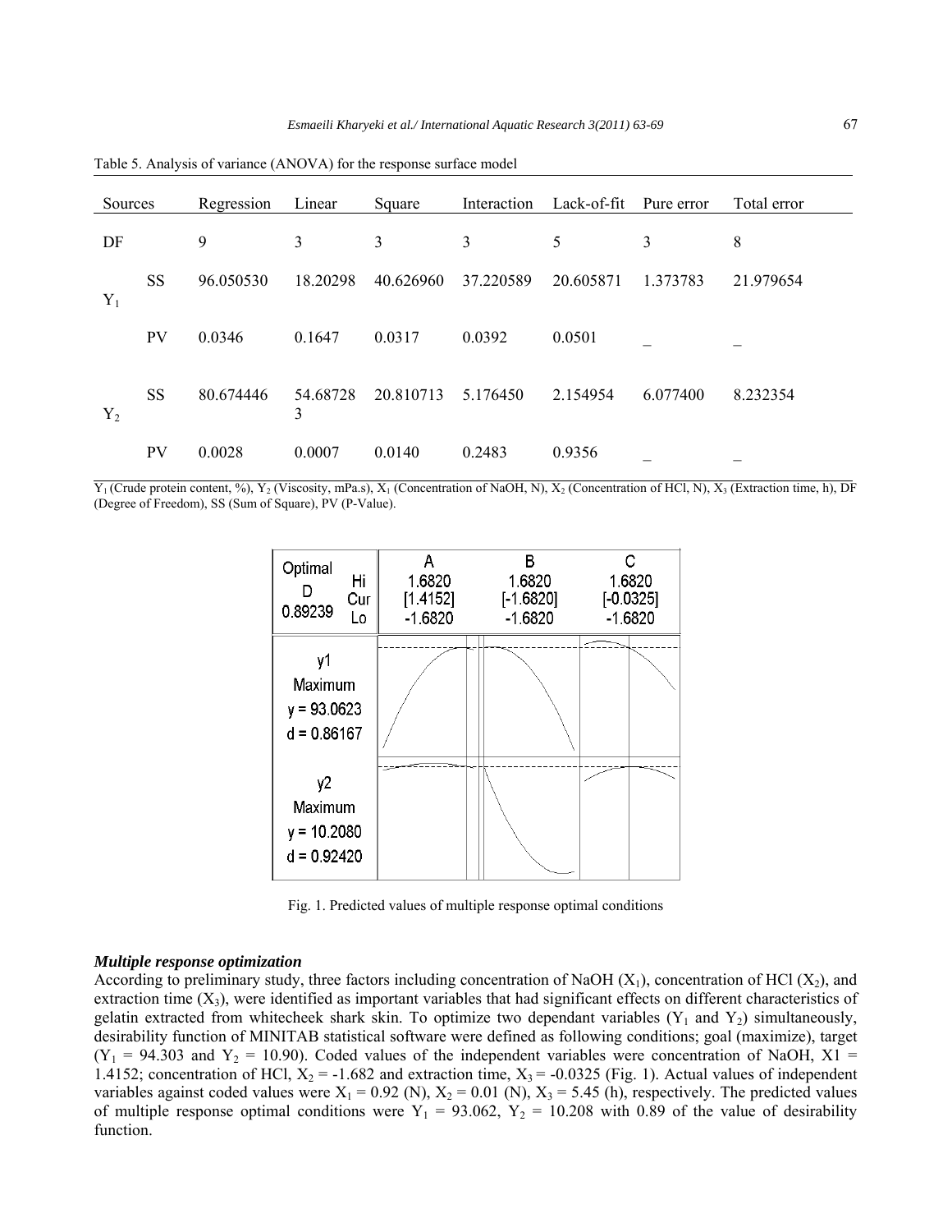Table 5. Analysis of variance (ANOVA) for the response surface model

| Sources | | Regression | Linear | Square | Interaction | Lack-of-fit | Pure error | Total error |
|---|---|---|---|---|---|---|---|---|
| DF | | 9 | 3 | 3 | 3 | 5 | 3 | 8 |
| $Y_1$ | SS | 96.050530 | 18.20298 | 40.626960 | 37.220589 | 20.605871 | 1.373783 | 21.979654 |
| | PV | 0.0346 | 0.1647 | 0.0317 | 0.0392 | 0.0501 | _ | _ |
| $Y_2$ | SS | 80.674446 | 54.687283 | 20.810713 | 5.176450 | 2.154954 | 6.077400 | 8.232354 |
| | PV | 0.0028 | 0.0007 | 0.0140 | 0.2483 | 0.9356 | _ | _ |

$Y_1$ (Crude protein content, %), $Y_2$ (Viscosity, mPa.s), $X_1$ (Concentration of NaOH, N), $X_2$ (Concentration of HCl, N), $X_3$ (Extraction time, h), DF (Degree of Freedom), SS (Sum of Square), PV (P-Value).

Optimal
D
0.89239
Hi
Cur
Lo

A
1.6820
[1.4152]
-1.6820

B
1.6820
[-1.6820]
-1.6820

C
1.6820
[-0.0325]
-1.6820

y1
Maximum
y = 93.0623
d = 0.86167

y2
Maximum
y = 10.2080
d = 0.92420

Fig. 1. Predicted values of multiple response optimal conditions

### *Multiple response optimization*

According to preliminary study, three factors including concentration of NaOH ($X_1$), concentration of HCl ($X_2$), and extraction time ($X_3$), were identified as important variables that had significant effects on different characteristics of gelatin extracted from whitecheek shark skin. To optimize two dependant variables ($Y_1$ and $Y_2$) simultaneously, desirability function of MINITAB statistical software were defined as following conditions; goal (maximize), target ($Y_1$ = 94.303 and $Y_2$ = 10.90). Coded values of the independent variables were concentration of NaOH, X1 = 1.4152; concentration of HCl, $X_2$ = -1.682 and extraction time, $X_3$ = -0.0325 (Fig. 1). Actual values of independent variables against coded values were $X_1$ = 0.92 (N), $X_2$ = 0.01 (N), $X_3$ = 5.45 (h), respectively. The predicted values of multiple response optimal conditions were $Y_1$ = 93.062, $Y_2$ = 10.208 with 0.89 of the value of desirability function.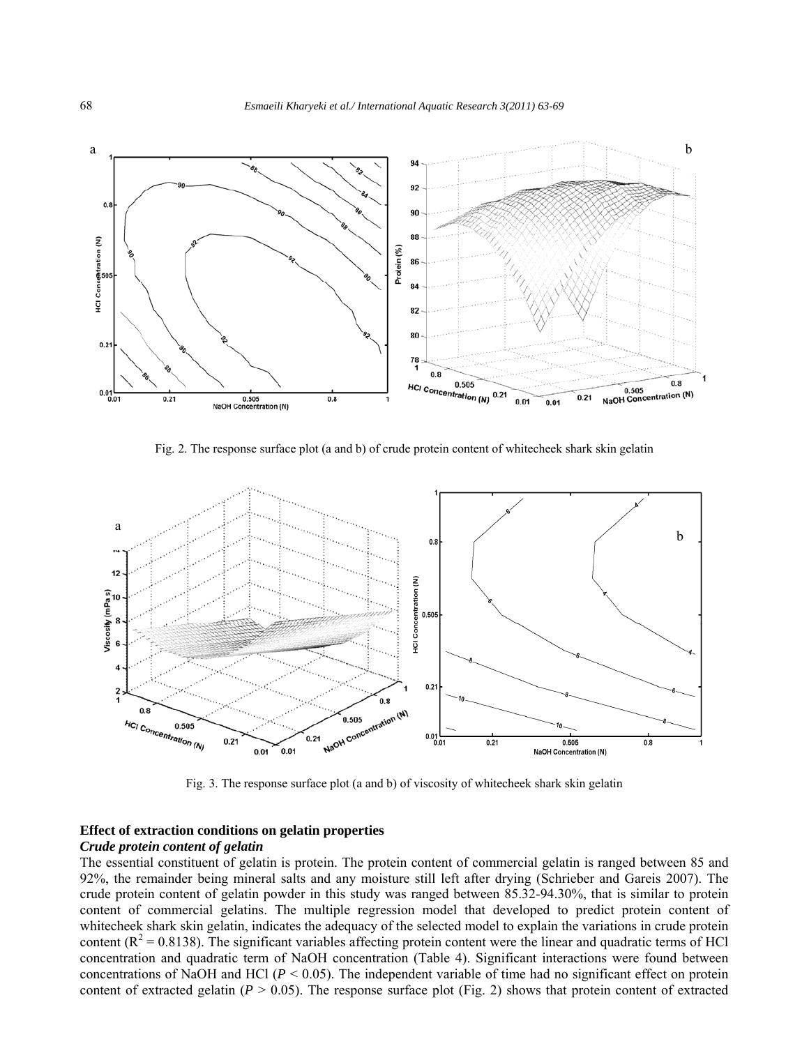a

1
0.8
HCl Concentration (N)
0.505
0.21
0.01
0.01 0.21 0.505 0.8 1
NaOH Concentration (N)
88 82 84 86 88 90 90 90 92 92 92 92 90 90 88 86

b

Protein (%)
94
92
90
88
86
84
82
80
78
HCl Concentration (N)
NaOH Concentration (N)

Fig. 2. The response surface plot (a and b) of crude protein content of whitecheek shark skin gelatin

a

Viscosity (mPa s)
12
10
8
6
4
2
HCl Concentration (N)
NaOH Concentration (N)

b

HCl Concentration (N)
NaOH Concentration (N)
6 4 6 4 6 6 8 8 8 10 10

Fig. 3. The response surface plot (a and b) of viscosity of whitecheek shark skin gelatin

## Effect of extraction conditions on gelatin properties

### *Crude protein content of gelatin*

The essential constituent of gelatin is protein. The protein content of commercial gelatin is ranged between 85 and 92%, the remainder being mineral salts and any moisture still left after drying (Schrieber and Gareis 2007). The crude protein content of gelatin powder in this study was ranged between 85.32-94.30%, that is similar to protein content of commercial gelatins. The multiple regression model that developed to predict protein content of whitecheek shark skin gelatin, indicates the adequacy of the selected model to explain the variations in crude protein content ($R^2 = 0.8138$). The significant variables affecting protein content were the linear and quadratic terms of HCl concentration and quadratic term of NaOH concentration (Table 4). Significant interactions were found between concentrations of NaOH and HCl ($P < 0.05$). The independent variable of time had no significant effect on protein content of extracted gelatin ($P > 0.05$). The response surface plot (Fig. 2) shows that protein content of extracted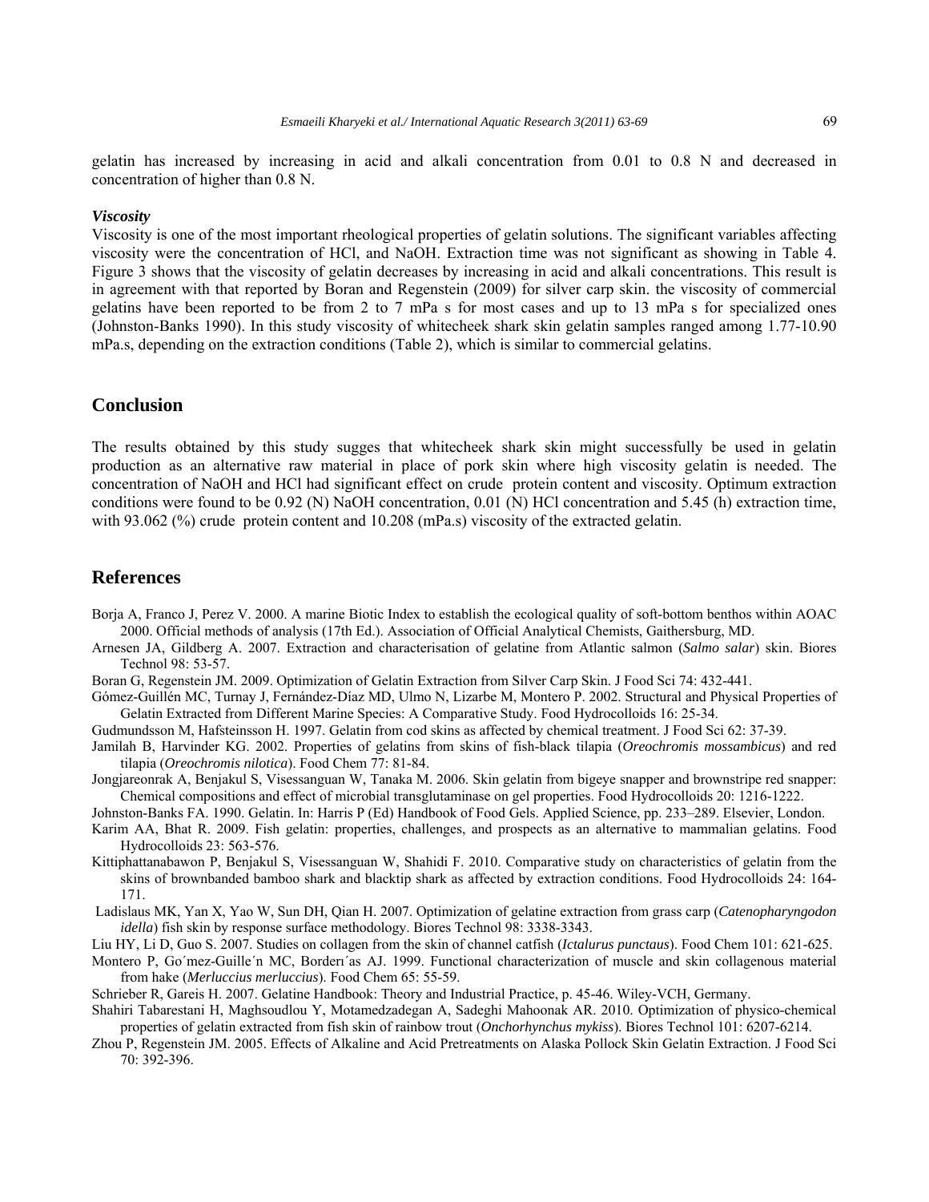gelatin has increased by increasing in acid and alkali concentration from 0.01 to 0.8 N and decreased in concentration of higher than 0.8 N.

### *Viscosity*

Viscosity is one of the most important rheological properties of gelatin solutions. The significant variables affecting viscosity were the concentration of HCl, and NaOH. Extraction time was not significant as showing in Table 4. Figure 3 shows that the viscosity of gelatin decreases by increasing in acid and alkali concentrations. This result is in agreement with that reported by Boran and Regenstein (2009) for silver carp skin. the viscosity of commercial gelatins have been reported to be from 2 to 7 mPa s for most cases and up to 13 mPa s for specialized ones (Johnston-Banks 1990). In this study viscosity of whitecheek shark skin gelatin samples ranged among 1.77-10.90 mPa.s, depending on the extraction conditions (Table 2), which is similar to commercial gelatins.

## Conclusion

The results obtained by this study sugges that whitecheek shark skin might successfully be used in gelatin production as an alternative raw material in place of pork skin where high viscosity gelatin is needed. The concentration of NaOH and HCl had significant effect on crude protein content and viscosity. Optimum extraction conditions were found to be 0.92 (N) NaOH concentration, 0.01 (N) HCl concentration and 5.45 (h) extraction time, with 93.062 (%) crude protein content and 10.208 (mPa.s) viscosity of the extracted gelatin.

## References

Borja A, Franco J, Perez V. 2000. A marine Biotic Index to establish the ecological quality of soft-bottom benthos within AOAC 2000. Official methods of analysis (17th Ed.). Association of Official Analytical Chemists, Gaithersburg, MD.

Arnesen JA, Gildberg A. 2007. Extraction and characterisation of gelatine from Atlantic salmon (*Salmo salar*) skin. Biores Technol 98: 53-57.

Boran G, Regenstein JM. 2009. Optimization of Gelatin Extraction from Silver Carp Skin. J Food Sci 74: 432-441.

Gómez-Guillén MC, Turnay J, Fernández-Díaz MD, Ulmo N, Lizarbe M, Montero P. 2002. Structural and Physical Properties of Gelatin Extracted from Different Marine Species: A Comparative Study. Food Hydrocolloids 16: 25-34.

Gudmundsson M, Hafsteinsson H. 1997. Gelatin from cod skins as affected by chemical treatment. J Food Sci 62: 37-39.

Jamilah B, Harvinder KG. 2002. Properties of gelatins from skins of fish-black tilapia (*Oreochromis mossambicus*) and red tilapia (*Oreochromis nilotica*). Food Chem 77: 81-84.

Jongjareonrak A, Benjakul S, Visessanguan W, Tanaka M. 2006. Skin gelatin from bigeye snapper and brownstripe red snapper: Chemical compositions and effect of microbial transglutaminase on gel properties. Food Hydrocolloids 20: 1216-1222.

Johnston-Banks FA. 1990. Gelatin. In: Harris P (Ed) Handbook of Food Gels. Applied Science, pp. 233–289. Elsevier, London.

Karim AA, Bhat R. 2009. Fish gelatin: properties, challenges, and prospects as an alternative to mammalian gelatins. Food Hydrocolloids 23: 563-576.

Kittiphattanabawon P, Benjakul S, Visessanguan W, Shahidi F. 2010. Comparative study on characteristics of gelatin from the skins of brownbanded bamboo shark and blacktip shark as affected by extraction conditions. Food Hydrocolloids 24: 164-171.

Ladislaus MK, Yan X, Yao W, Sun DH, Qian H. 2007. Optimization of gelatine extraction from grass carp (*Catenopharyngodon idella*) fish skin by response surface methodology. Biores Technol 98: 3338-3343.

Liu HY, Li D, Guo S. 2007. Studies on collagen from the skin of channel catfish (*Ictalurus punctaus*). Food Chem 101: 621-625.

Montero P, Go´mez-Guille´n MC, Borderı´as AJ. 1999. Functional characterization of muscle and skin collagenous material from hake (*Merluccius merluccius*). Food Chem 65: 55-59.

Schrieber R, Gareis H. 2007. Gelatine Handbook: Theory and Industrial Practice, p. 45-46. Wiley-VCH, Germany.

Shahiri Tabarestani H, Maghsoudlou Y, Motamedzadegan A, Sadeghi Mahoonak AR. 2010. Optimization of physico-chemical properties of gelatin extracted from fish skin of rainbow trout (*Onchorhynchus mykiss*). Biores Technol 101: 6207-6214.

Zhou P, Regenstein JM. 2005. Effects of Alkaline and Acid Pretreatments on Alaska Pollock Skin Gelatin Extraction. J Food Sci 70: 392-396.